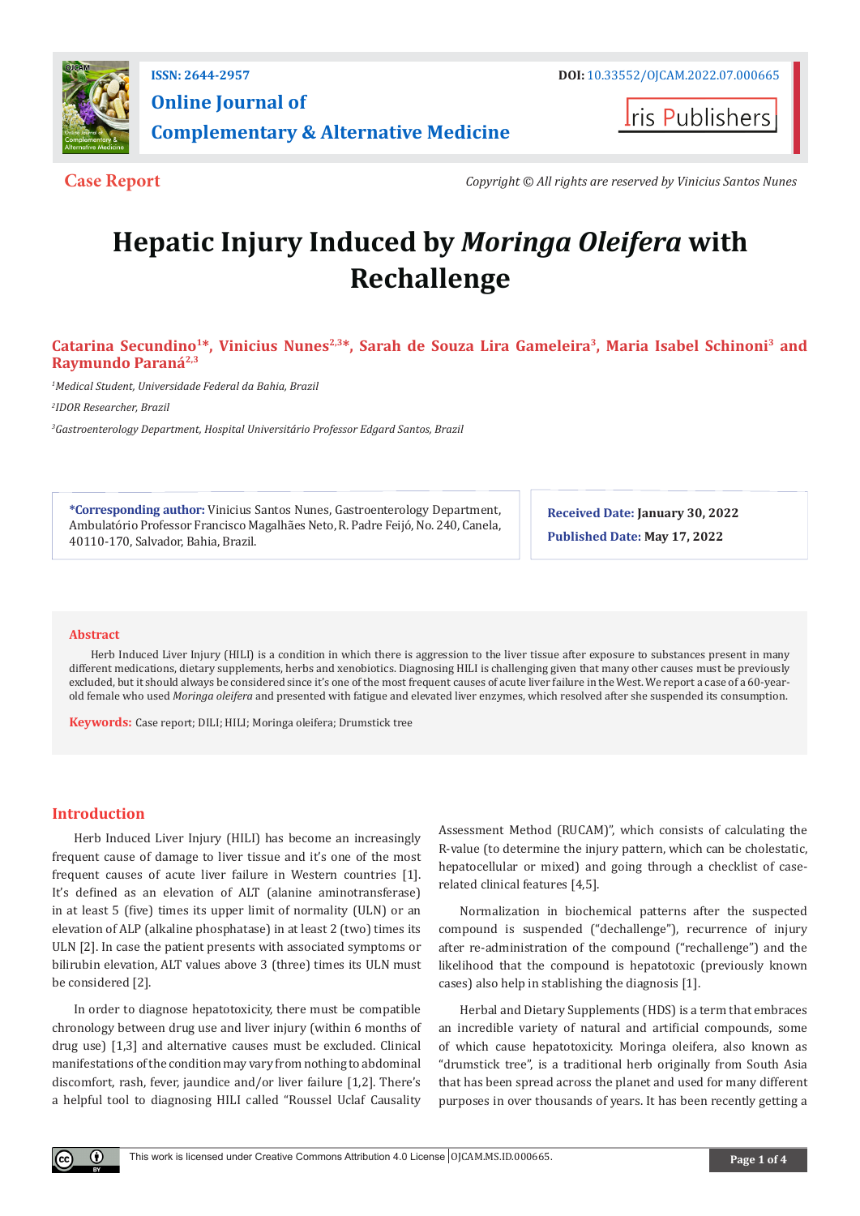ISSN: 2644-2957

DOI: 10.33552/OJCAM.2022.07.000665

# Online Journal of Complementary & Alternative Medicine

Iris Publishers

**Case Report**

*Copyright © All rights are reserved by Vinicius Santos Nunes*

# Hepatic Injury Induced by *Moringa Oleifera* with Rechallenge

**Catarina Secundino[1]*, Vinicius Nunes[2,3]*, Sarah de Souza Lira Gameleira[3], Maria Isabel Schinoni[3] and Raymundo Paraná[2,3]**

*[1]Medical Student, Universidade Federal da Bahia, Brazil*

*[2]IDOR Researcher, Brazil*

*[3]Gastroenterology Department, Hospital Universitário Professor Edgard Santos, Brazil*

**\*Corresponding author:** Vinicius Santos Nunes, Gastroenterology Department, Ambulatório Professor Francisco Magalhães Neto, R. Padre Feijó, No. 240, Canela, 40110-170, Salvador, Bahia, Brazil.

**Received Date: January 30, 2022**

**Published Date: May 17, 2022**

## Abstract

Herb Induced Liver Injury (HILI) is a condition in which there is aggression to the liver tissue after exposure to substances present in many different medications, dietary supplements, herbs and xenobiotics. Diagnosing HILI is challenging given that many other causes must be previously excluded, but it should always be considered since it's one of the most frequent causes of acute liver failure in the West. We report a case of a 60-year-old female who used *Moringa oleifera* and presented with fatigue and elevated liver enzymes, which resolved after she suspended its consumption.

**Keywords:** Case report; DILI; HILI; Moringa oleifera; Drumstick tree

## Introduction

Herb Induced Liver Injury (HILI) has become an increasingly frequent cause of damage to liver tissue and it's one of the most frequent causes of acute liver failure in Western countries [1]. It's defined as an elevation of ALT (alanine aminotransferase) in at least 5 (five) times its upper limit of normality (ULN) or an elevation of ALP (alkaline phosphatase) in at least 2 (two) times its ULN [2]. In case the patient presents with associated symptoms or bilirubin elevation, ALT values above 3 (three) times its ULN must be considered [2].

In order to diagnose hepatotoxicity, there must be compatible chronology between drug use and liver injury (within 6 months of drug use) [1,3] and alternative causes must be excluded. Clinical manifestations of the condition may vary from nothing to abdominal discomfort, rash, fever, jaundice and/or liver failure [1,2]. There's a helpful tool to diagnosing HILI called "Roussel Uclaf Causality Assessment Method (RUCAM)", which consists of calculating the R-value (to determine the injury pattern, which can be cholestatic, hepatocellular or mixed) and going through a checklist of case-related clinical features [4,5].

Normalization in biochemical patterns after the suspected compound is suspended ("dechallenge"), recurrence of injury after re-administration of the compound ("rechallenge") and the likelihood that the compound is hepatotoxic (previously known cases) also help in stablishing the diagnosis [1].

Herbal and Dietary Supplements (HDS) is a term that embraces an incredible variety of natural and artificial compounds, some of which cause hepatotoxicity. Moringa oleifera, also known as "drumstick tree", is a traditional herb originally from South Asia that has been spread across the planet and used for many different purposes in over thousands of years. It has been recently getting a

This work is licensed under Creative Commons Attribution 4.0 License OJCAM.MS.ID.000665.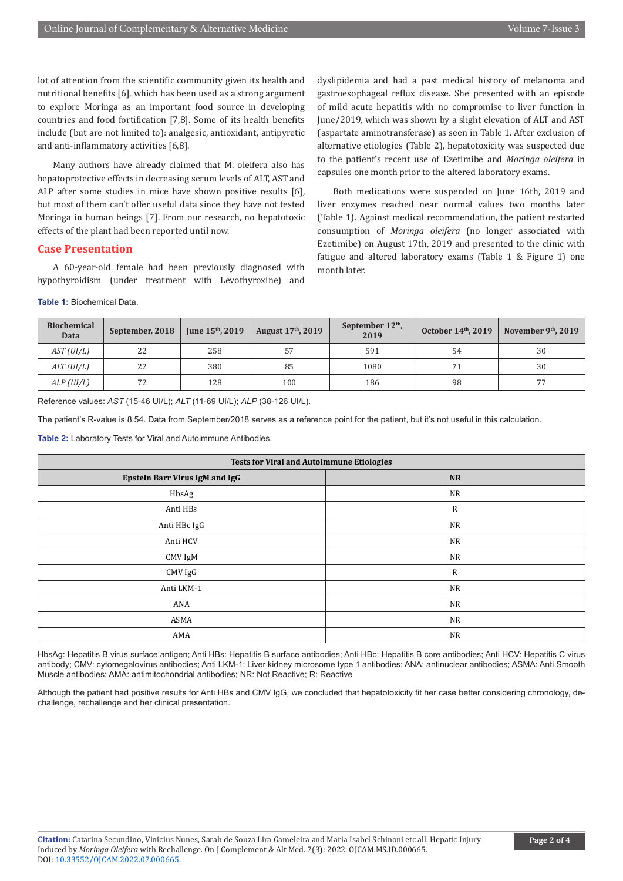lot of attention from the scientific community given its health and nutritional benefits [6], which has been used as a strong argument to explore Moringa as an important food source in developing countries and food fortification [7,8]. Some of its health benefits include (but are not limited to): analgesic, antioxidant, antipyretic and anti-inflammatory activities [6,8].

Many authors have already claimed that M. oleifera also has hepatoprotective effects in decreasing serum levels of ALT, AST and ALP after some studies in mice have shown positive results [6], but most of them can't offer useful data since they have not tested Moringa in human beings [7]. From our research, no hepatotoxic effects of the plant had been reported until now.

## Case Presentation

A 60-year-old female had been previously diagnosed with hypothyroidism (under treatment with Levothyroxine) and dyslipidemia and had a past medical history of melanoma and gastroesophageal reflux disease. She presented with an episode of mild acute hepatitis with no compromise to liver function in June/2019, which was shown by a slight elevation of ALT and AST (aspartate aminotransferase) as seen in Table 1. After exclusion of alternative etiologies (Table 2), hepatotoxicity was suspected due to the patient's recent use of Ezetimibe and *Moringa oleifera* in capsules one month prior to the altered laboratory exams.

Both medications were suspended on June 16th, 2019 and liver enzymes reached near normal values two months later (Table 1). Against medical recommendation, the patient restarted consumption of *Moringa oleifera* (no longer associated with Ezetimibe) on August 17th, 2019 and presented to the clinic with fatigue and altered laboratory exams (Table 1 & Figure 1) one month later.

**Table 1:** Biochemical Data.

| Biochemical Data | September, 2018 | June 15th, 2019 | August 17th, 2019 | September 12th, 2019 | October 14th, 2019 | November 9th, 2019 |
|---|---|---|---|---|---|---|
| *AST (UI/L)* | 22 | 258 | 57 | 591 | 54 | 30 |
| *ALT (UI/L)* | 22 | 380 | 85 | 1080 | 71 | 30 |
| *ALP (UI/L)* | 72 | 128 | 100 | 186 | 98 | 77 |

Reference values: *AST* (15-46 UI/L); *ALT* (11-69 UI/L); *ALP* (38-126 UI/L).

The patient's R-value is 8.54. Data from September/2018 serves as a reference point for the patient, but it's not useful in this calculation.

**Table 2:** Laboratory Tests for Viral and Autoimmune Antibodies.

| Tests for Viral and Autoimmune Etiologies | |
|---|---|
| **Epstein Barr Virus IgM and IgG** | **NR** |
| HbsAg | NR |
| Anti HBs | R |
| Anti HBc IgG | NR |
| Anti HCV | NR |
| CMV IgM | NR |
| CMV IgG | R |
| Anti LKM-1 | NR |
| ANA | NR |
| ASMA | NR |
| AMA | NR |

HbsAg: Hepatitis B virus surface antigen; Anti HBs: Hepatitis B surface antibodies; Anti HBc: Hepatitis B core antibodies; Anti HCV: Hepatitis C virus antibody; CMV: cytomegalovirus antibodies; Anti LKM-1: Liver kidney microsome type 1 antibodies; ANA: antinuclear antibodies; ASMA: Anti Smooth Muscle antibodies; AMA: antimitochondrial antibodies; NR: Not Reactive; R: Reactive

Although the patient had positive results for Anti HBs and CMV IgG, we concluded that hepatotoxicity fit her case better considering chronology, de-challenge, rechallenge and her clinical presentation.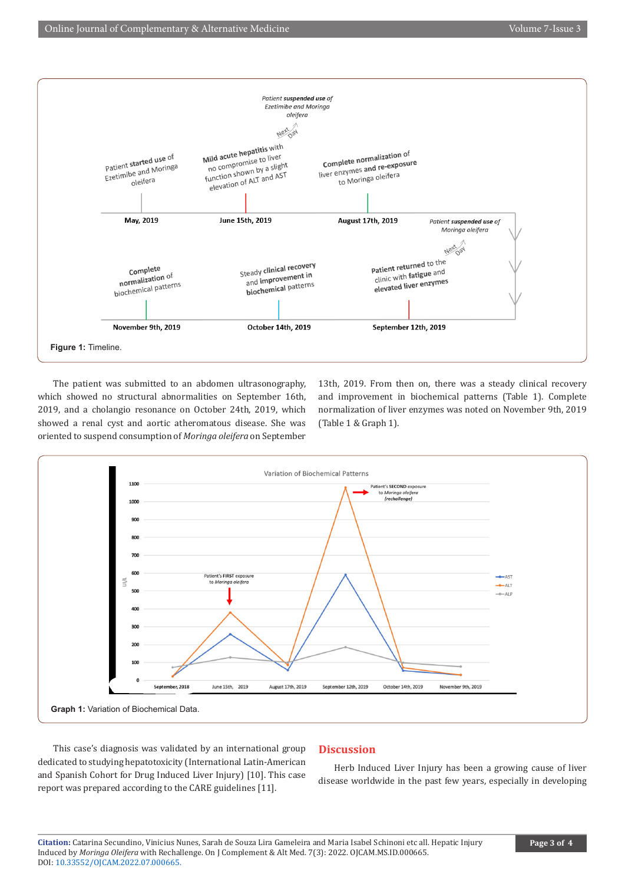Figure 1: Timeline.

The patient was submitted to an abdomen ultrasonography, which showed no structural abnormalities on September 16th, 2019, and a cholangio resonance on October 24th, 2019, which showed a renal cyst and aortic atheromatous disease. She was oriented to suspend consumption of *Moringa oleifera* on September 13th, 2019. From then on, there was a steady clinical recovery and improvement in biochemical patterns (Table 1). Complete normalization of liver enzymes was noted on November 9th, 2019 (Table 1 & Graph 1).

Graph 1: Variation of Biochemical Data.

This case's diagnosis was validated by an international group dedicated to studying hepatotoxicity (International Latin-American and Spanish Cohort for Drug Induced Liver Injury) [10]. This case report was prepared according to the CARE guidelines [11].

## Discussion

Herb Induced Liver Injury has been a growing cause of liver disease worldwide in the past few years, especially in developing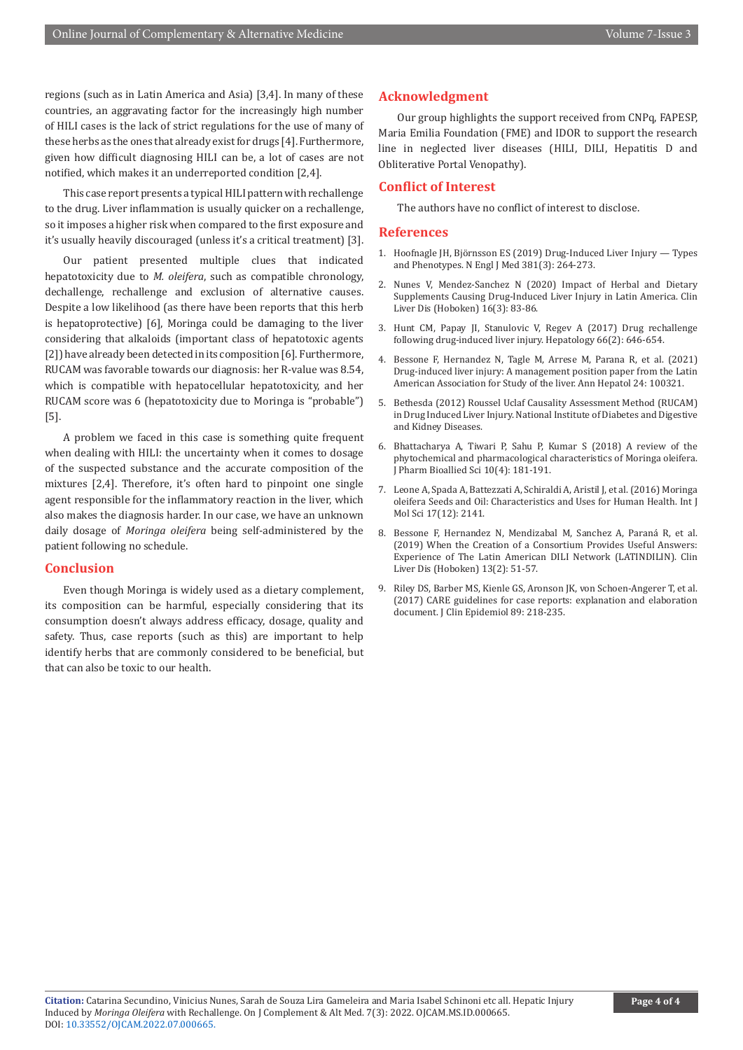regions (such as in Latin America and Asia) [3,4]. In many of these countries, an aggravating factor for the increasingly high number of HILI cases is the lack of strict regulations for the use of many of these herbs as the ones that already exist for drugs [4]. Furthermore, given how difficult diagnosing HILI can be, a lot of cases are not notified, which makes it an underreported condition [2,4].

This case report presents a typical HILI pattern with rechallenge to the drug. Liver inflammation is usually quicker on a rechallenge, so it imposes a higher risk when compared to the first exposure and it's usually heavily discouraged (unless it's a critical treatment) [3].

Our patient presented multiple clues that indicated hepatotoxicity due to *M. oleifera*, such as compatible chronology, dechallenge, rechallenge and exclusion of alternative causes. Despite a low likelihood (as there have been reports that this herb is hepatoprotective) [6], Moringa could be damaging to the liver considering that alkaloids (important class of hepatotoxic agents [2]) have already been detected in its composition [6]. Furthermore, RUCAM was favorable towards our diagnosis: her R-value was 8.54, which is compatible with hepatocellular hepatotoxicity, and her RUCAM score was 6 (hepatotoxicity due to Moringa is "probable") [5].

A problem we faced in this case is something quite frequent when dealing with HILI: the uncertainty when it comes to dosage of the suspected substance and the accurate composition of the mixtures [2,4]. Therefore, it's often hard to pinpoint one single agent responsible for the inflammatory reaction in the liver, which also makes the diagnosis harder. In our case, we have an unknown daily dosage of *Moringa oleifera* being self-administered by the patient following no schedule.

## Conclusion

Even though Moringa is widely used as a dietary complement, its composition can be harmful, especially considering that its consumption doesn't always address efficacy, dosage, quality and safety. Thus, case reports (such as this) are important to help identify herbs that are commonly considered to be beneficial, but that can also be toxic to our health.

## Acknowledgment

Our group highlights the support received from CNPq, FAPESP, Maria Emilia Foundation (FME) and IDOR to support the research line in neglected liver diseases (HILI, DILI, Hepatitis D and Obliterative Portal Venopathy).

## Conflict of Interest

The authors have no conflict of interest to disclose.

## References

1. Hoofnagle JH, Björnsson ES (2019) Drug-Induced Liver Injury — Types and Phenotypes. N Engl J Med 381(3): 264-273.
2. Nunes V, Mendez-Sanchez N (2020) Impact of Herbal and Dietary Supplements Causing Drug-Induced Liver Injury in Latin America. Clin Liver Dis (Hoboken) 16(3): 83-86.
3. Hunt CM, Papay JI, Stanulovic V, Regev A (2017) Drug rechallenge following drug-induced liver injury. Hepatology 66(2): 646-654.
4. Bessone F, Hernandez N, Tagle M, Arrese M, Parana R, et al. (2021) Drug-induced liver injury: A management position paper from the Latin American Association for Study of the liver. Ann Hepatol 24: 100321.
5. Bethesda (2012) Roussel Uclaf Causality Assessment Method (RUCAM) in Drug Induced Liver Injury. National Institute of Diabetes and Digestive and Kidney Diseases.
6. Bhattacharya A, Tiwari P, Sahu P, Kumar S (2018) A review of the phytochemical and pharmacological characteristics of Moringa oleifera. J Pharm Bioallied Sci 10(4): 181-191.
7. Leone A, Spada A, Battezzati A, Schiraldi A, Aristil J, et al. (2016) Moringa oleifera Seeds and Oil: Characteristics and Uses for Human Health. Int J Mol Sci 17(12): 2141.
8. Bessone F, Hernandez N, Mendizabal M, Sanchez A, Paraná R, et al. (2019) When the Creation of a Consortium Provides Useful Answers: Experience of The Latin American DILI Network (LATINDILIN). Clin Liver Dis (Hoboken) 13(2): 51-57.
9. Riley DS, Barber MS, Kienle GS, Aronson JK, von Schoen-Angerer T, et al. (2017) CARE guidelines for case reports: explanation and elaboration document. J Clin Epidemiol 89: 218-235.